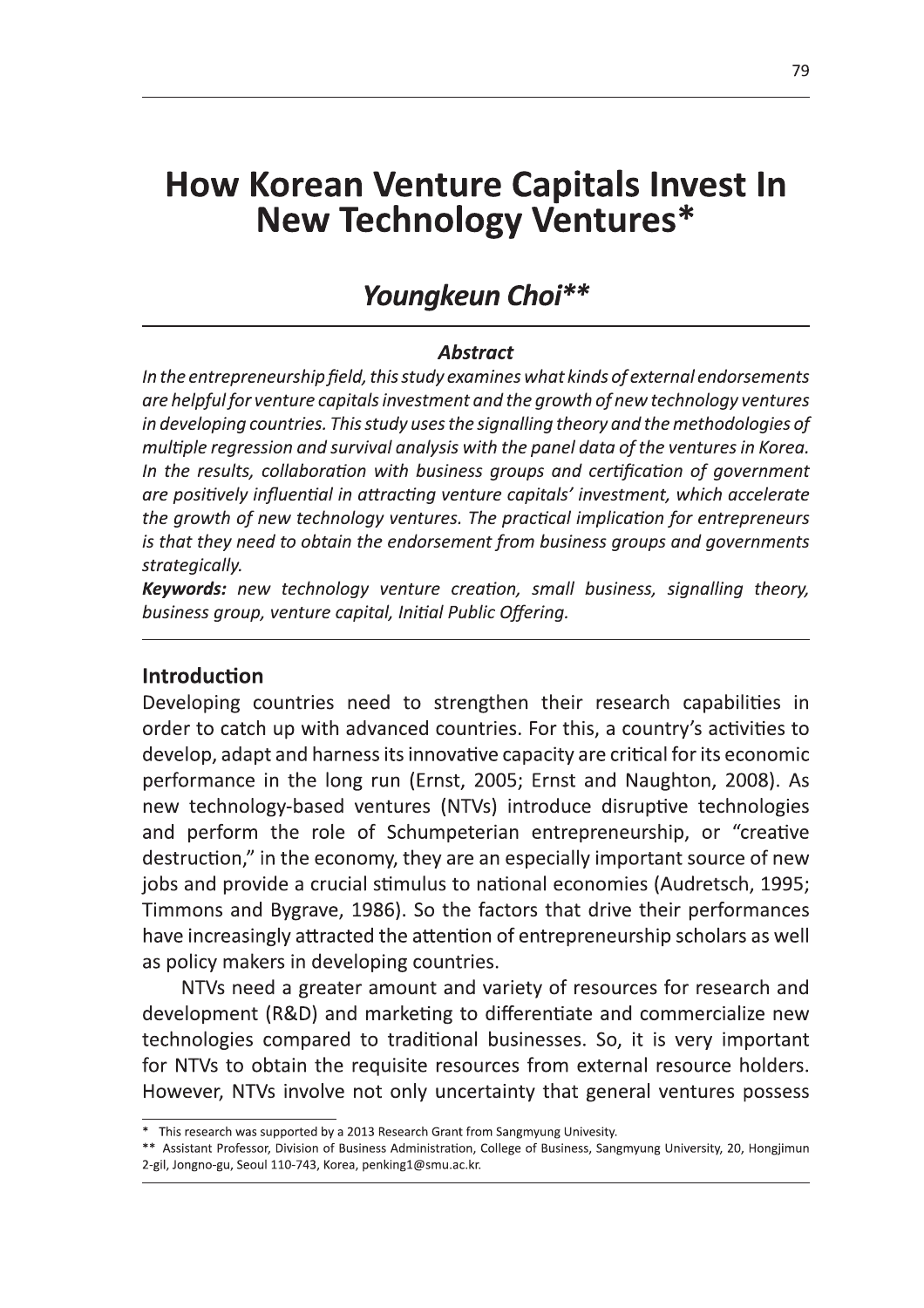# How Korean Venture Capitals Invest In New Technology Ventures*

## *Youngkeun Choi***

### *Abstract*

*In the entrepreneurship field, this study examines what kinds of external endorsements are helpful for venture capitals investment and the growth of new technology ventures in developing countries. This study uses the signalling theory and the methodologies of multiple regression and survival analysis with the panel data of the ventures in Korea. In the results, collaboration with business groups and certification of government are positively influential in attracting venture capitals' investment, which accelerate the growth of new technology ventures. The practical implication for entrepreneurs is that they need to obtain the endorsement from business groups and governments strategically.*

***Keywords:*** *new technology venture creation, small business, signalling theory, business group, venture capital, Initial Public Offering.*

## Introduction

Developing countries need to strengthen their research capabilities in order to catch up with advanced countries. For this, a country's activities to develop, adapt and harness its innovative capacity are critical for its economic performance in the long run (Ernst, 2005; Ernst and Naughton, 2008). As new technology-based ventures (NTVs) introduce disruptive technologies and perform the role of Schumpeterian entrepreneurship, or "creative destruction," in the economy, they are an especially important source of new jobs and provide a crucial stimulus to national economies (Audretsch, 1995; Timmons and Bygrave, 1986). So the factors that drive their performances have increasingly attracted the attention of entrepreneurship scholars as well as policy makers in developing countries.

NTVs need a greater amount and variety of resources for research and development (R&D) and marketing to differentiate and commercialize new technologies compared to traditional businesses. So, it is very important for NTVs to obtain the requisite resources from external resource holders. However, NTVs involve not only uncertainty that general ventures possess

---

\* This research was supported by a 2013 Research Grant from Sangmyung Univesity.

\*\* Assistant Professor, Division of Business Administration, College of Business, Sangmyung University, 20, Hongjimun 2-gil, Jongno-gu, Seoul 110-743, Korea, penking1@smu.ac.kr.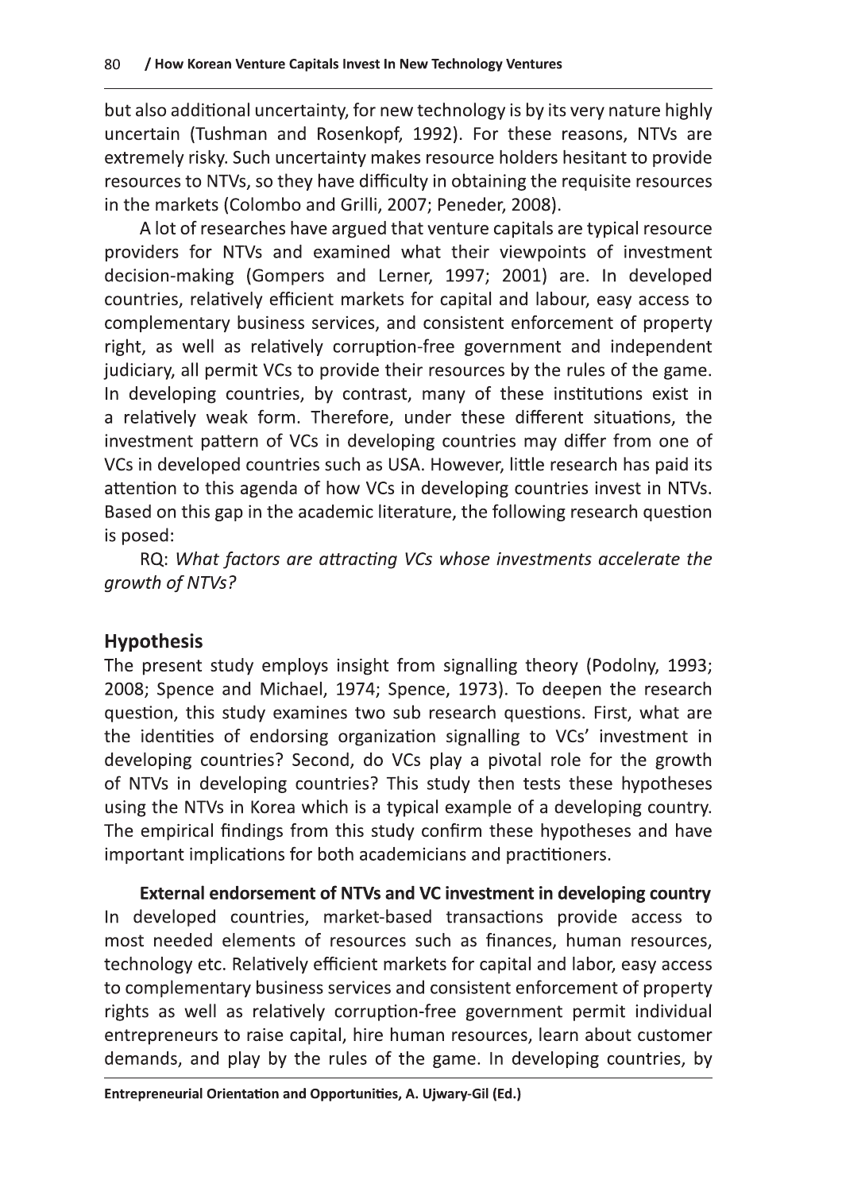but also additional uncertainty, for new technology is by its very nature highly uncertain (Tushman and Rosenkopf, 1992). For these reasons, NTVs are extremely risky. Such uncertainty makes resource holders hesitant to provide resources to NTVs, so they have difficulty in obtaining the requisite resources in the markets (Colombo and Grilli, 2007; Peneder, 2008).

A lot of researches have argued that venture capitals are typical resource providers for NTVs and examined what their viewpoints of investment decision-making (Gompers and Lerner, 1997; 2001) are. In developed countries, relatively efficient markets for capital and labour, easy access to complementary business services, and consistent enforcement of property right, as well as relatively corruption-free government and independent judiciary, all permit VCs to provide their resources by the rules of the game. In developing countries, by contrast, many of these institutions exist in a relatively weak form. Therefore, under these different situations, the investment pattern of VCs in developing countries may differ from one of VCs in developed countries such as USA. However, little research has paid its attention to this agenda of how VCs in developing countries invest in NTVs. Based on this gap in the academic literature, the following research question is posed:

RQ: *What factors are attracting VCs whose investments accelerate the growth of NTVs?*

## Hypothesis

The present study employs insight from signalling theory (Podolny, 1993; 2008; Spence and Michael, 1974; Spence, 1973). To deepen the research question, this study examines two sub research questions. First, what are the identities of endorsing organization signalling to VCs' investment in developing countries? Second, do VCs play a pivotal role for the growth of NTVs in developing countries? This study then tests these hypotheses using the NTVs in Korea which is a typical example of a developing country. The empirical findings from this study confirm these hypotheses and have important implications for both academicians and practitioners.

### External endorsement of NTVs and VC investment in developing country

In developed countries, market-based transactions provide access to most needed elements of resources such as finances, human resources, technology etc. Relatively efficient markets for capital and labor, easy access to complementary business services and consistent enforcement of property rights as well as relatively corruption-free government permit individual entrepreneurs to raise capital, hire human resources, learn about customer demands, and play by the rules of the game. In developing countries, by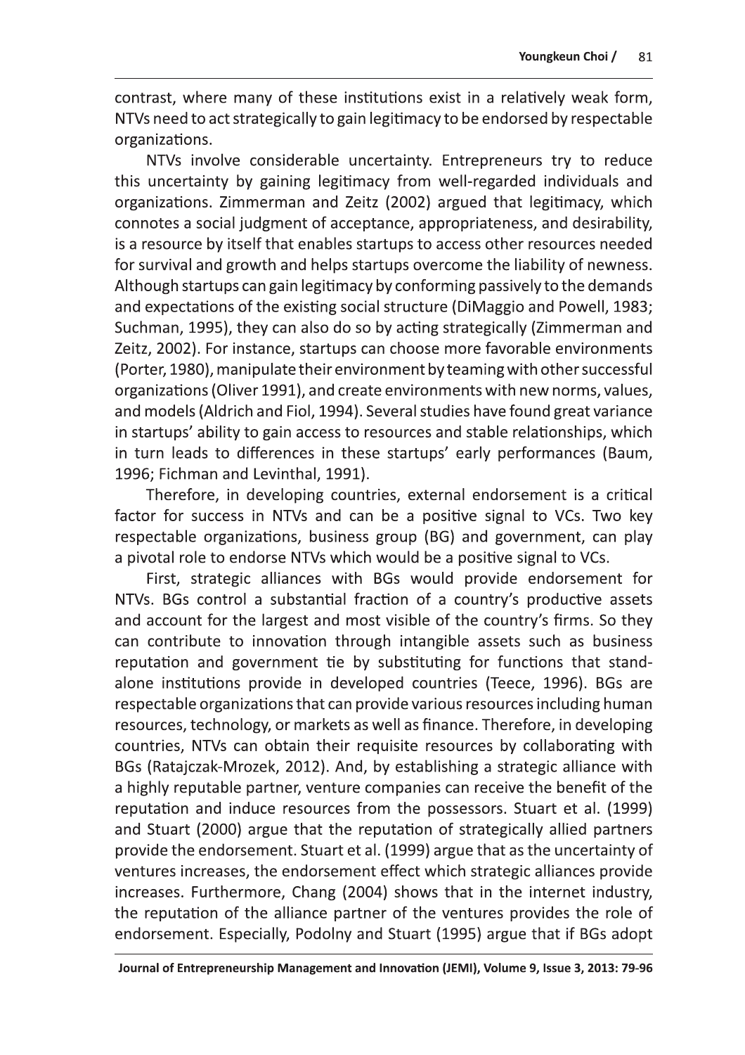contrast, where many of these institutions exist in a relatively weak form, NTVs need to act strategically to gain legitimacy to be endorsed by respectable organizations.

NTVs involve considerable uncertainty. Entrepreneurs try to reduce this uncertainty by gaining legitimacy from well-regarded individuals and organizations. Zimmerman and Zeitz (2002) argued that legitimacy, which connotes a social judgment of acceptance, appropriateness, and desirability, is a resource by itself that enables startups to access other resources needed for survival and growth and helps startups overcome the liability of newness. Although startups can gain legitimacy by conforming passively to the demands and expectations of the existing social structure (DiMaggio and Powell, 1983; Suchman, 1995), they can also do so by acting strategically (Zimmerman and Zeitz, 2002). For instance, startups can choose more favorable environments (Porter, 1980), manipulate their environment by teaming with other successful organizations (Oliver 1991), and create environments with new norms, values, and models (Aldrich and Fiol, 1994). Several studies have found great variance in startups' ability to gain access to resources and stable relationships, which in turn leads to differences in these startups' early performances (Baum, 1996; Fichman and Levinthal, 1991).

Therefore, in developing countries, external endorsement is a critical factor for success in NTVs and can be a positive signal to VCs. Two key respectable organizations, business group (BG) and government, can play a pivotal role to endorse NTVs which would be a positive signal to VCs.

First, strategic alliances with BGs would provide endorsement for NTVs. BGs control a substantial fraction of a country's productive assets and account for the largest and most visible of the country's firms. So they can contribute to innovation through intangible assets such as business reputation and government tie by substituting for functions that stand-alone institutions provide in developed countries (Teece, 1996). BGs are respectable organizations that can provide various resources including human resources, technology, or markets as well as finance. Therefore, in developing countries, NTVs can obtain their requisite resources by collaborating with BGs (Ratajczak-Mrozek, 2012). And, by establishing a strategic alliance with a highly reputable partner, venture companies can receive the benefit of the reputation and induce resources from the possessors. Stuart et al. (1999) and Stuart (2000) argue that the reputation of strategically allied partners provide the endorsement. Stuart et al. (1999) argue that as the uncertainty of ventures increases, the endorsement effect which strategic alliances provide increases. Furthermore, Chang (2004) shows that in the internet industry, the reputation of the alliance partner of the ventures provides the role of endorsement. Especially, Podolny and Stuart (1995) argue that if BGs adopt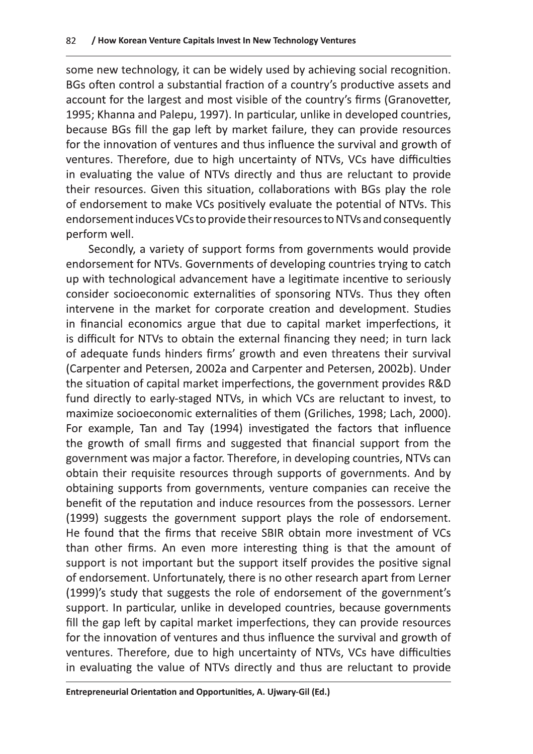some new technology, it can be widely used by achieving social recognition. BGs often control a substantial fraction of a country's productive assets and account for the largest and most visible of the country's firms (Granovetter, 1995; Khanna and Palepu, 1997). In particular, unlike in developed countries, because BGs fill the gap left by market failure, they can provide resources for the innovation of ventures and thus influence the survival and growth of ventures. Therefore, due to high uncertainty of NTVs, VCs have difficulties in evaluating the value of NTVs directly and thus are reluctant to provide their resources. Given this situation, collaborations with BGs play the role of endorsement to make VCs positively evaluate the potential of NTVs. This endorsement induces VCs to provide their resources to NTVs and consequently perform well.

Secondly, a variety of support forms from governments would provide endorsement for NTVs. Governments of developing countries trying to catch up with technological advancement have a legitimate incentive to seriously consider socioeconomic externalities of sponsoring NTVs. Thus they often intervene in the market for corporate creation and development. Studies in financial economics argue that due to capital market imperfections, it is difficult for NTVs to obtain the external financing they need; in turn lack of adequate funds hinders firms' growth and even threatens their survival (Carpenter and Petersen, 2002a and Carpenter and Petersen, 2002b). Under the situation of capital market imperfections, the government provides R&D fund directly to early-staged NTVs, in which VCs are reluctant to invest, to maximize socioeconomic externalities of them (Griliches, 1998; Lach, 2000). For example, Tan and Tay (1994) investigated the factors that influence the growth of small firms and suggested that financial support from the government was major a factor. Therefore, in developing countries, NTVs can obtain their requisite resources through supports of governments. And by obtaining supports from governments, venture companies can receive the benefit of the reputation and induce resources from the possessors. Lerner (1999) suggests the government support plays the role of endorsement. He found that the firms that receive SBIR obtain more investment of VCs than other firms. An even more interesting thing is that the amount of support is not important but the support itself provides the positive signal of endorsement. Unfortunately, there is no other research apart from Lerner (1999)'s study that suggests the role of endorsement of the government's support. In particular, unlike in developed countries, because governments fill the gap left by capital market imperfections, they can provide resources for the innovation of ventures and thus influence the survival and growth of ventures. Therefore, due to high uncertainty of NTVs, VCs have difficulties in evaluating the value of NTVs directly and thus are reluctant to provide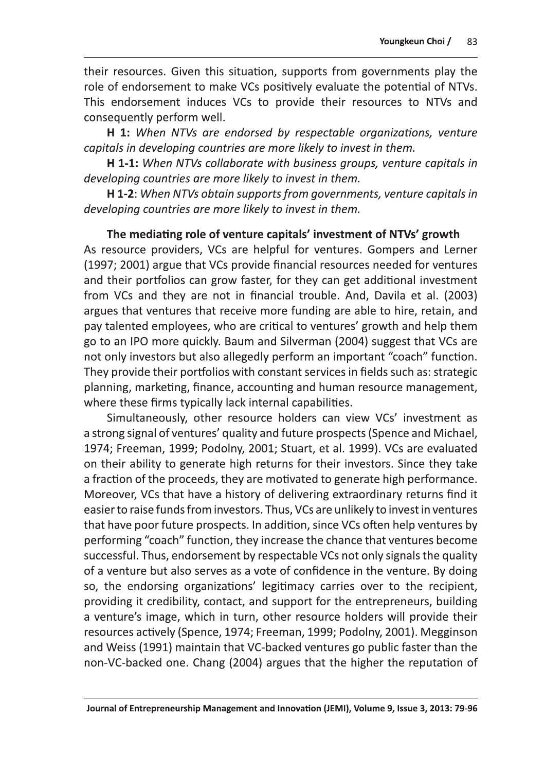their resources. Given this situation, supports from governments play the role of endorsement to make VCs positively evaluate the potential of NTVs. This endorsement induces VCs to provide their resources to NTVs and consequently perform well.

**H 1:** *When NTVs are endorsed by respectable organizations, venture capitals in developing countries are more likely to invest in them.*

**H 1-1:** *When NTVs collaborate with business groups, venture capitals in developing countries are more likely to invest in them.*

**H 1-2**: *When NTVs obtain supports from governments, venture capitals in developing countries are more likely to invest in them.*

### The mediating role of venture capitals' investment of NTVs' growth

As resource providers, VCs are helpful for ventures. Gompers and Lerner (1997; 2001) argue that VCs provide financial resources needed for ventures and their portfolios can grow faster, for they can get additional investment from VCs and they are not in financial trouble. And, Davila et al. (2003) argues that ventures that receive more funding are able to hire, retain, and pay talented employees, who are critical to ventures' growth and help them go to an IPO more quickly. Baum and Silverman (2004) suggest that VCs are not only investors but also allegedly perform an important "coach" function. They provide their portfolios with constant services in fields such as: strategic planning, marketing, finance, accounting and human resource management, where these firms typically lack internal capabilities.

Simultaneously, other resource holders can view VCs' investment as a strong signal of ventures' quality and future prospects (Spence and Michael, 1974; Freeman, 1999; Podolny, 2001; Stuart, et al. 1999). VCs are evaluated on their ability to generate high returns for their investors. Since they take a fraction of the proceeds, they are motivated to generate high performance. Moreover, VCs that have a history of delivering extraordinary returns find it easier to raise funds from investors. Thus, VCs are unlikely to invest in ventures that have poor future prospects. In addition, since VCs often help ventures by performing "coach" function, they increase the chance that ventures become successful. Thus, endorsement by respectable VCs not only signals the quality of a venture but also serves as a vote of confidence in the venture. By doing so, the endorsing organizations' legitimacy carries over to the recipient, providing it credibility, contact, and support for the entrepreneurs, building a venture's image, which in turn, other resource holders will provide their resources actively (Spence, 1974; Freeman, 1999; Podolny, 2001). Megginson and Weiss (1991) maintain that VC-backed ventures go public faster than the non-VC-backed one. Chang (2004) argues that the higher the reputation of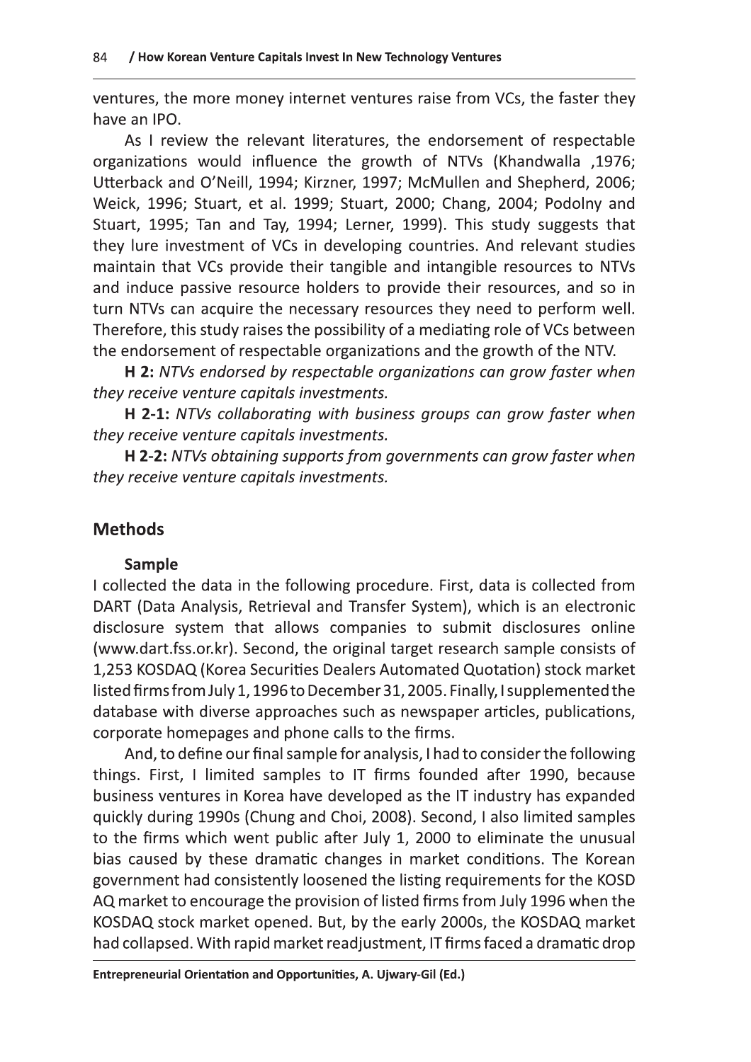ventures, the more money internet ventures raise from VCs, the faster they have an IPO.

As I review the relevant literatures, the endorsement of respectable organizations would influence the growth of NTVs (Khandwalla ,1976; Utterback and O'Neill, 1994; Kirzner, 1997; McMullen and Shepherd, 2006; Weick, 1996; Stuart, et al. 1999; Stuart, 2000; Chang, 2004; Podolny and Stuart, 1995; Tan and Tay, 1994; Lerner, 1999). This study suggests that they lure investment of VCs in developing countries. And relevant studies maintain that VCs provide their tangible and intangible resources to NTVs and induce passive resource holders to provide their resources, and so in turn NTVs can acquire the necessary resources they need to perform well. Therefore, this study raises the possibility of a mediating role of VCs between the endorsement of respectable organizations and the growth of the NTV.

**H 2:** *NTVs endorsed by respectable organizations can grow faster when they receive venture capitals investments.*

**H 2-1:** *NTVs collaborating with business groups can grow faster when they receive venture capitals investments.*

**H 2-2:** *NTVs obtaining supports from governments can grow faster when they receive venture capitals investments.*

## Methods

### Sample

I collected the data in the following procedure. First, data is collected from DART (Data Analysis, Retrieval and Transfer System), which is an electronic disclosure system that allows companies to submit disclosures online (www.dart.fss.or.kr). Second, the original target research sample consists of 1,253 KOSDAQ (Korea Securities Dealers Automated Quotation) stock market listed firms from July 1, 1996 to December 31, 2005. Finally, I supplemented the database with diverse approaches such as newspaper articles, publications, corporate homepages and phone calls to the firms.

And, to define our final sample for analysis, I had to consider the following things. First, I limited samples to IT firms founded after 1990, because business ventures in Korea have developed as the IT industry has expanded quickly during 1990s (Chung and Choi, 2008). Second, I also limited samples to the firms which went public after July 1, 2000 to eliminate the unusual bias caused by these dramatic changes in market conditions. The Korean government had consistently loosened the listing requirements for the KOSD AQ market to encourage the provision of listed firms from July 1996 when the KOSDAQ stock market opened. But, by the early 2000s, the KOSDAQ market had collapsed. With rapid market readjustment, IT firms faced a dramatic drop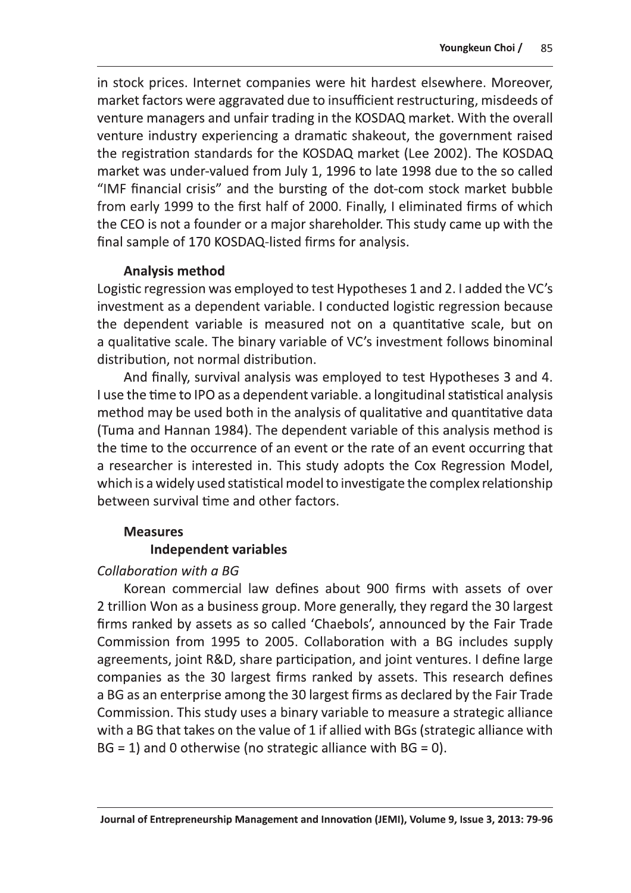in stock prices. Internet companies were hit hardest elsewhere. Moreover, market factors were aggravated due to insufficient restructuring, misdeeds of venture managers and unfair trading in the KOSDAQ market. With the overall venture industry experiencing a dramatic shakeout, the government raised the registration standards for the KOSDAQ market (Lee 2002). The KOSDAQ market was under-valued from July 1, 1996 to late 1998 due to the so called "IMF financial crisis" and the bursting of the dot-com stock market bubble from early 1999 to the first half of 2000. Finally, I eliminated firms of which the CEO is not a founder or a major shareholder. This study came up with the final sample of 170 KOSDAQ-listed firms for analysis.

### Analysis method

Logistic regression was employed to test Hypotheses 1 and 2. I added the VC's investment as a dependent variable. I conducted logistic regression because the dependent variable is measured not on a quantitative scale, but on a qualitative scale. The binary variable of VC's investment follows binominal distribution, not normal distribution.

And finally, survival analysis was employed to test Hypotheses 3 and 4. I use the time to IPO as a dependent variable. a longitudinal statistical analysis method may be used both in the analysis of qualitative and quantitative data (Tuma and Hannan 1984). The dependent variable of this analysis method is the time to the occurrence of an event or the rate of an event occurring that a researcher is interested in. This study adopts the Cox Regression Model, which is a widely used statistical model to investigate the complex relationship between survival time and other factors.

### Measures

#### Independent variables

*Collaboration with a BG*

Korean commercial law defines about 900 firms with assets of over 2 trillion Won as a business group. More generally, they regard the 30 largest firms ranked by assets as so called 'Chaebols', announced by the Fair Trade Commission from 1995 to 2005. Collaboration with a BG includes supply agreements, joint R&D, share participation, and joint ventures. I define large companies as the 30 largest firms ranked by assets. This research defines a BG as an enterprise among the 30 largest firms as declared by the Fair Trade Commission. This study uses a binary variable to measure a strategic alliance with a BG that takes on the value of 1 if allied with BGs (strategic alliance with BG = 1) and 0 otherwise (no strategic alliance with BG = 0).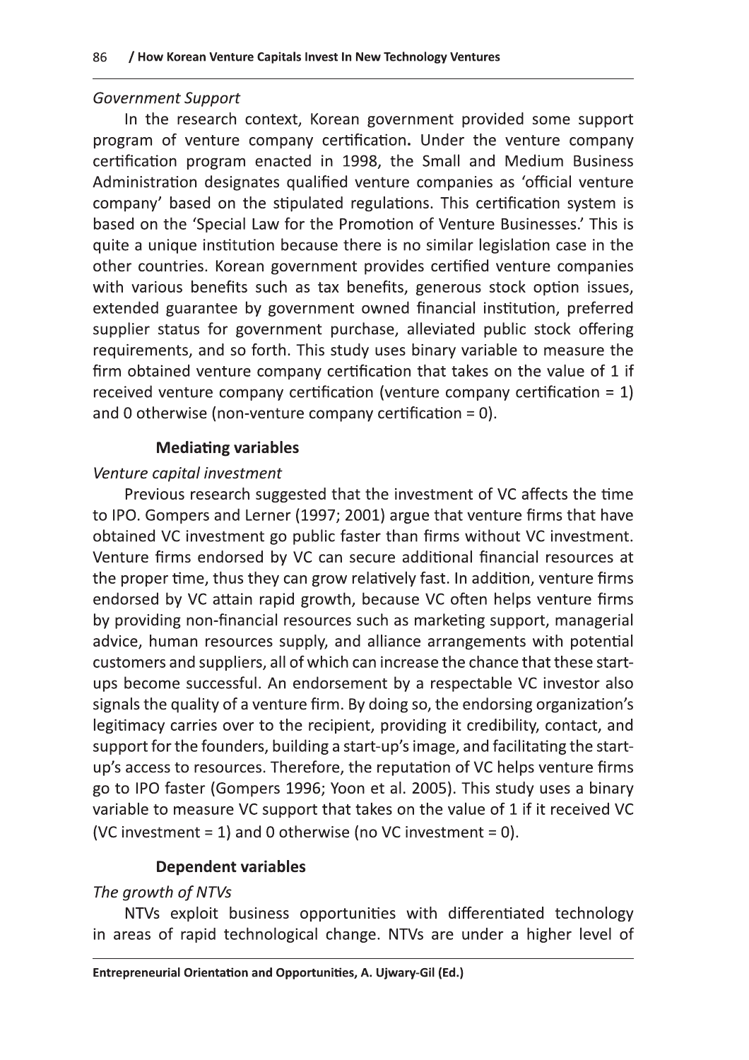*Government Support*

In the research context, Korean government provided some support program of venture company certification**.** Under the venture company certification program enacted in 1998, the Small and Medium Business Administration designates qualified venture companies as 'official venture company' based on the stipulated regulations. This certification system is based on the 'Special Law for the Promotion of Venture Businesses.' This is quite a unique institution because there is no similar legislation case in the other countries. Korean government provides certified venture companies with various benefits such as tax benefits, generous stock option issues, extended guarantee by government owned financial institution, preferred supplier status for government purchase, alleviated public stock offering requirements, and so forth. This study uses binary variable to measure the firm obtained venture company certification that takes on the value of 1 if received venture company certification (venture company certification = 1) and 0 otherwise (non-venture company certification = 0).

**Mediating variables**

*Venture capital investment*

Previous research suggested that the investment of VC affects the time to IPO. Gompers and Lerner (1997; 2001) argue that venture firms that have obtained VC investment go public faster than firms without VC investment. Venture firms endorsed by VC can secure additional financial resources at the proper time, thus they can grow relatively fast. In addition, venture firms endorsed by VC attain rapid growth, because VC often helps venture firms by providing non-financial resources such as marketing support, managerial advice, human resources supply, and alliance arrangements with potential customers and suppliers, all of which can increase the chance that these start-ups become successful. An endorsement by a respectable VC investor also signals the quality of a venture firm. By doing so, the endorsing organization's legitimacy carries over to the recipient, providing it credibility, contact, and support for the founders, building a start-up's image, and facilitating the start-up's access to resources. Therefore, the reputation of VC helps venture firms go to IPO faster (Gompers 1996; Yoon et al. 2005). This study uses a binary variable to measure VC support that takes on the value of 1 if it received VC (VC investment = 1) and 0 otherwise (no VC investment = 0).

**Dependent variables**

*The growth of NTVs*

NTVs exploit business opportunities with differentiated technology in areas of rapid technological change. NTVs are under a higher level of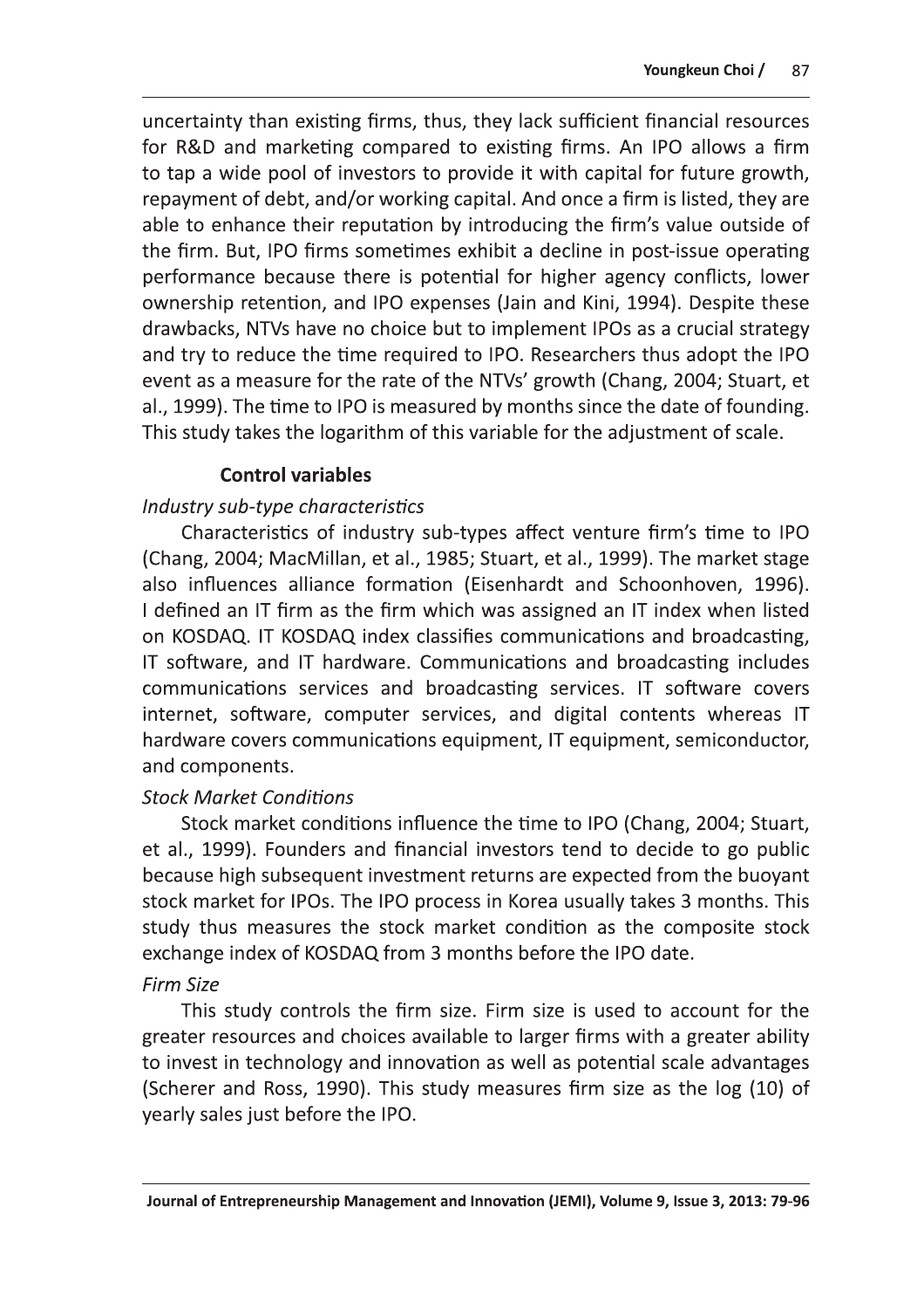uncertainty than existing firms, thus, they lack sufficient financial resources for R&D and marketing compared to existing firms. An IPO allows a firm to tap a wide pool of investors to provide it with capital for future growth, repayment of debt, and/or working capital. And once a firm is listed, they are able to enhance their reputation by introducing the firm's value outside of the firm. But, IPO firms sometimes exhibit a decline in post-issue operating performance because there is potential for higher agency conflicts, lower ownership retention, and IPO expenses (Jain and Kini, 1994). Despite these drawbacks, NTVs have no choice but to implement IPOs as a crucial strategy and try to reduce the time required to IPO. Researchers thus adopt the IPO event as a measure for the rate of the NTVs' growth (Chang, 2004; Stuart, et al., 1999). The time to IPO is measured by months since the date of founding. This study takes the logarithm of this variable for the adjustment of scale.

### Control variables

*Industry sub-type characteristics*

Characteristics of industry sub-types affect venture firm's time to IPO (Chang, 2004; MacMillan, et al., 1985; Stuart, et al., 1999). The market stage also influences alliance formation (Eisenhardt and Schoonhoven, 1996). I defined an IT firm as the firm which was assigned an IT index when listed on KOSDAQ. IT KOSDAQ index classifies communications and broadcasting, IT software, and IT hardware. Communications and broadcasting includes communications services and broadcasting services. IT software covers internet, software, computer services, and digital contents whereas IT hardware covers communications equipment, IT equipment, semiconductor, and components.

*Stock Market Conditions*

Stock market conditions influence the time to IPO (Chang, 2004; Stuart, et al., 1999). Founders and financial investors tend to decide to go public because high subsequent investment returns are expected from the buoyant stock market for IPOs. The IPO process in Korea usually takes 3 months. This study thus measures the stock market condition as the composite stock exchange index of KOSDAQ from 3 months before the IPO date.

*Firm Size*

This study controls the firm size. Firm size is used to account for the greater resources and choices available to larger firms with a greater ability to invest in technology and innovation as well as potential scale advantages (Scherer and Ross, 1990). This study measures firm size as the log (10) of yearly sales just before the IPO.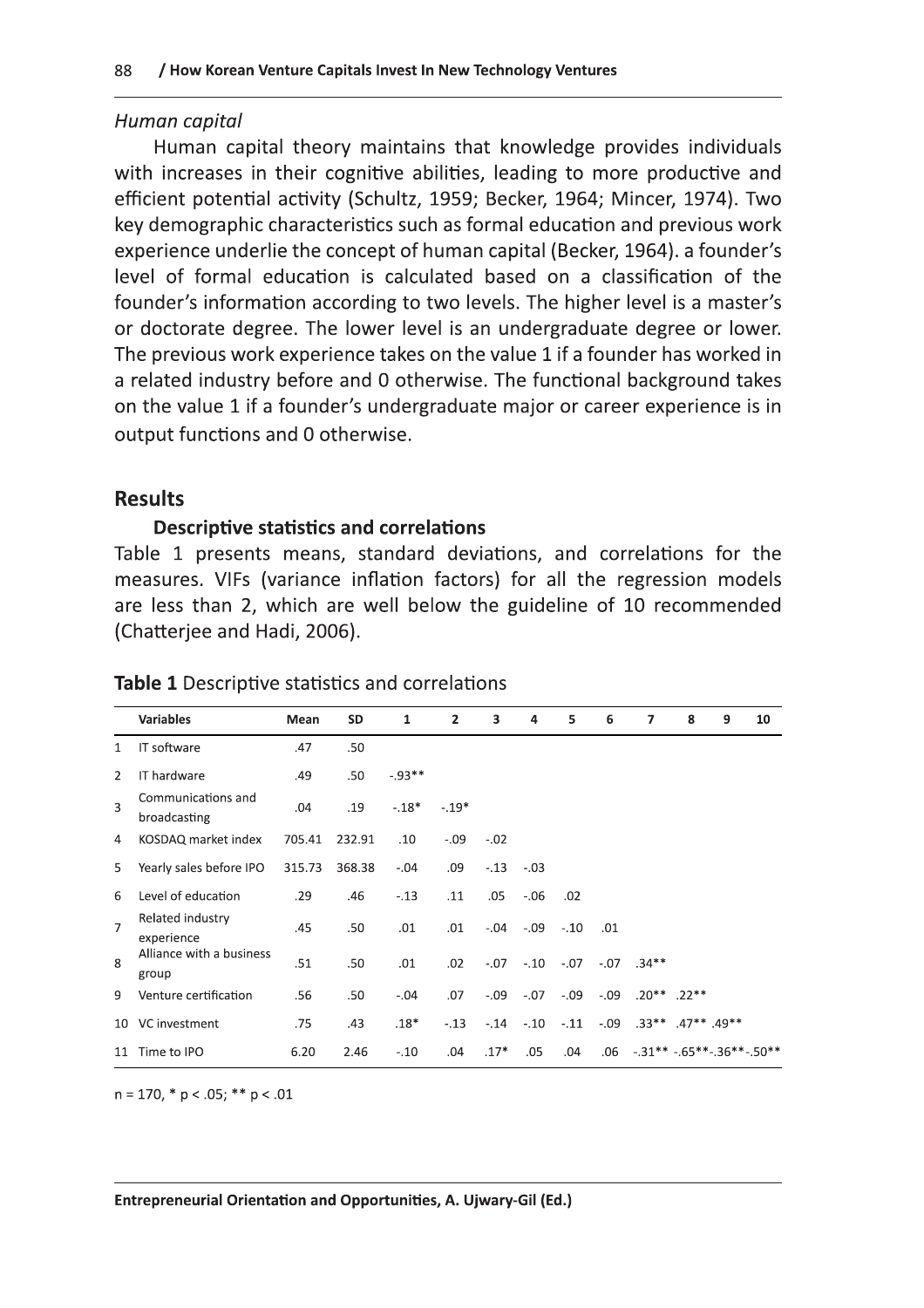### *Human capital*

Human capital theory maintains that knowledge provides individuals with increases in their cognitive abilities, leading to more productive and efficient potential activity (Schultz, 1959; Becker, 1964; Mincer, 1974). Two key demographic characteristics such as formal education and previous work experience underlie the concept of human capital (Becker, 1964). a founder's level of formal education is calculated based on a classification of the founder's information according to two levels. The higher level is a master's or doctorate degree. The lower level is an undergraduate degree or lower. The previous work experience takes on the value 1 if a founder has worked in a related industry before and 0 otherwise. The functional background takes on the value 1 if a founder's undergraduate major or career experience is in output functions and 0 otherwise.

## Results

### Descriptive statistics and correlations

Table 1 presents means, standard deviations, and correlations for the measures. VIFs (variance inflation factors) for all the regression models are less than 2, which are well below the guideline of 10 recommended (Chatterjee and Hadi, 2006).

**Table 1** Descriptive statistics and correlations

| | Variables | Mean | SD | 1 | 2 | 3 | 4 | 5 | 6 | 7 | 8 | 9 | 10 |
|---|---|---|---|---|---|---|---|---|---|---|---|---|---|
| 1 | IT software | .47 | .50 | | | | | | | | | | |
| 2 | IT hardware | .49 | .50 | -.93** | | | | | | | | | |
| 3 | Communications and broadcasting | .04 | .19 | -.18* | -.19* | | | | | | | | |
| 4 | KOSDAQ market index | 705.41 | 232.91 | .10 | -.09 | -.02 | | | | | | | |
| 5 | Yearly sales before IPO | 315.73 | 368.38 | -.04 | .09 | -.13 | -.03 | | | | | | |
| 6 | Level of education | .29 | .46 | -.13 | .11 | .05 | -.06 | .02 | | | | | |
| 7 | Related industry experience | .45 | .50 | .01 | .01 | -.04 | -.09 | -.10 | .01 | | | | |
| 8 | Alliance with a business group | .51 | .50 | .01 | .02 | -.07 | -.10 | -.07 | -.07 | .34** | | | |
| 9 | Venture certification | .56 | .50 | -.04 | .07 | -.09 | -.07 | -.09 | -.09 | .20** | .22** | | |
| 10 | VC investment | .75 | .43 | .18* | -.13 | -.14 | -.10 | -.11 | -.09 | .33** | .47** | .49** | |
| 11 | Time to IPO | 6.20 | 2.46 | -.10 | .04 | .17* | .05 | .04 | .06 | -.31** | -.65** | -.36** | -.50** |

n = 170, * p < .05; ** p < .01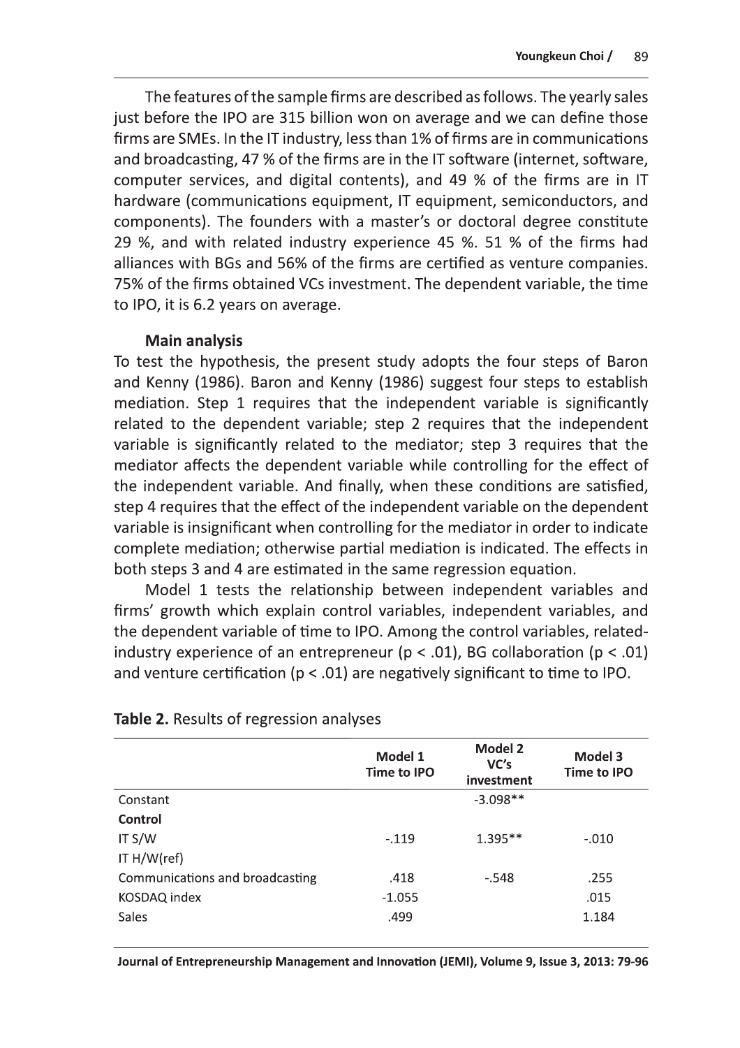The features of the sample firms are described as follows. The yearly sales just before the IPO are 315 billion won on average and we can define those firms are SMEs. In the IT industry, less than 1% of firms are in communications and broadcasting, 47 % of the firms are in the IT software (internet, software, computer services, and digital contents), and 49 % of the firms are in IT hardware (communications equipment, IT equipment, semiconductors, and components). The founders with a master's or doctoral degree constitute 29 %, and with related industry experience 45 %. 51 % of the firms had alliances with BGs and 56% of the firms are certified as venture companies. 75% of the firms obtained VCs investment. The dependent variable, the time to IPO, it is 6.2 years on average.

**Main analysis**

To test the hypothesis, the present study adopts the four steps of Baron and Kenny (1986). Baron and Kenny (1986) suggest four steps to establish mediation. Step 1 requires that the independent variable is significantly related to the dependent variable; step 2 requires that the independent variable is significantly related to the mediator; step 3 requires that the mediator affects the dependent variable while controlling for the effect of the independent variable. And finally, when these conditions are satisfied, step 4 requires that the effect of the independent variable on the dependent variable is insignificant when controlling for the mediator in order to indicate complete mediation; otherwise partial mediation is indicated. The effects in both steps 3 and 4 are estimated in the same regression equation.

Model 1 tests the relationship between independent variables and firms' growth which explain control variables, independent variables, and the dependent variable of time to IPO. Among the control variables, related-industry experience of an entrepreneur ($p < .01$), BG collaboration ($p < .01$) and venture certification ($p < .01$) are negatively significant to time to IPO.

**Table 2.** Results of regression analyses

| | Model 1 Time to IPO | Model 2 VC's investment | Model 3 Time to IPO |
|---|---|---|---|
| Constant | | -3.098** | |
| **Control** | | | |
| IT S/W | -.119 | 1.395** | -.010 |
| IT H/W(ref) | | | |
| Communications and broadcasting | .418 | -.548 | .255 |
| KOSDAQ index | -1.055 | | .015 |
| Sales | .499 | | 1.184 |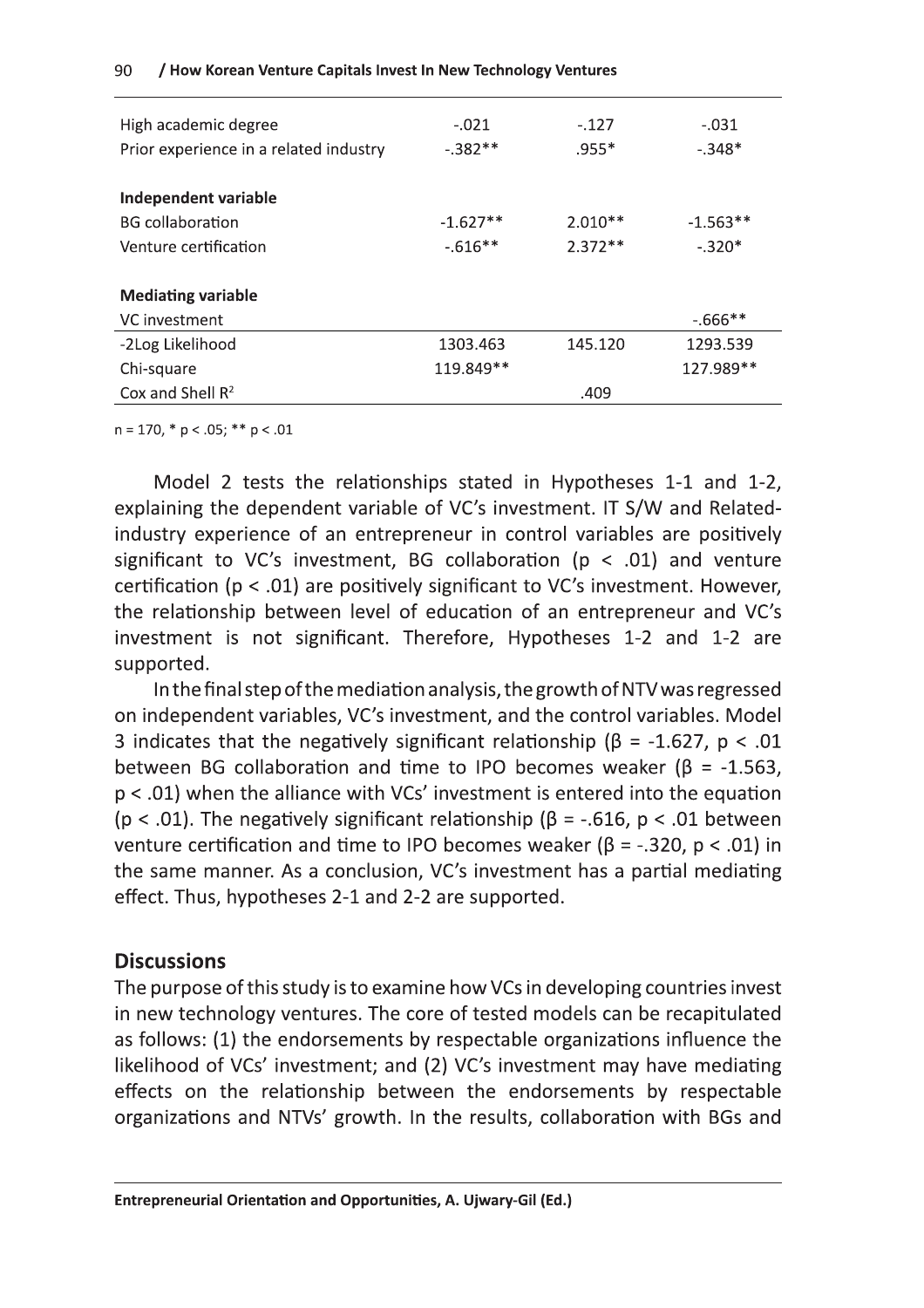| | | | |
|---|---|---|---|
| High academic degree | -.021 | -.127 | -.031 |
| Prior experience in a related industry | -.382** | .955* | -.348* |
| | | | |
| **Independent variable** | | | |
| BG collaboration | -1.627** | 2.010** | -1.563** |
| Venture certification | -.616** | 2.372** | -.320* |
| | | | |
| **Mediating variable** | | | |
| VC investment | | | -.666** |
| -2Log Likelihood | 1303.463 | 145.120 | 1293.539 |
| Chi-square | 119.849** | | 127.989** |
| Cox and Shell $R^2$ | | .409 | |

n = 170, * $p < .05$; ** $p < .01$

Model 2 tests the relationships stated in Hypotheses 1-1 and 1-2, explaining the dependent variable of VC's investment. IT S/W and Related-industry experience of an entrepreneur in control variables are positively significant to VC's investment, BG collaboration ($p < .01$) and venture certification ($p < .01$) are positively significant to VC's investment. However, the relationship between level of education of an entrepreneur and VC's investment is not significant. Therefore, Hypotheses 1-2 and 1-2 are supported.

In the final step of the mediation analysis, the growth of NTV was regressed on independent variables, VC's investment, and the control variables. Model 3 indicates that the negatively significant relationship ($\beta = -1.627$, $p < .01$ between BG collaboration and time to IPO becomes weaker ($\beta = -1.563$, $p < .01$) when the alliance with VCs' investment is entered into the equation ($p < .01$). The negatively significant relationship ($\beta = -.616$, $p < .01$ between venture certification and time to IPO becomes weaker ($\beta = -.320$, $p < .01$) in the same manner. As a conclusion, VC's investment has a partial mediating effect. Thus, hypotheses 2-1 and 2-2 are supported.

## Discussions

The purpose of this study is to examine how VCs in developing countries invest in new technology ventures. The core of tested models can be recapitulated as follows: (1) the endorsements by respectable organizations influence the likelihood of VCs' investment; and (2) VC's investment may have mediating effects on the relationship between the endorsements by respectable organizations and NTVs' growth. In the results, collaboration with BGs and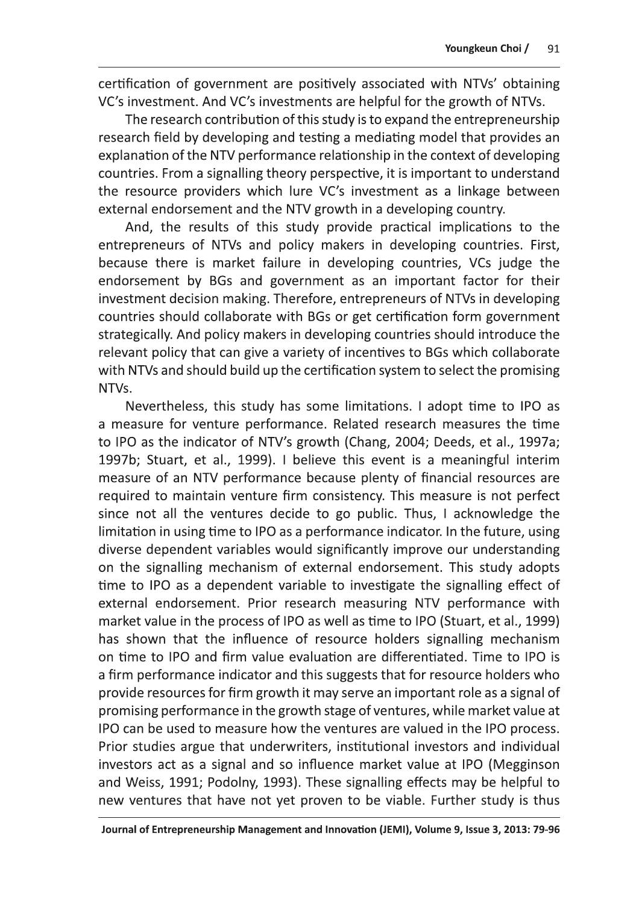certification of government are positively associated with NTVs' obtaining VC's investment. And VC's investments are helpful for the growth of NTVs.

The research contribution of this study is to expand the entrepreneurship research field by developing and testing a mediating model that provides an explanation of the NTV performance relationship in the context of developing countries. From a signalling theory perspective, it is important to understand the resource providers which lure VC's investment as a linkage between external endorsement and the NTV growth in a developing country.

And, the results of this study provide practical implications to the entrepreneurs of NTVs and policy makers in developing countries. First, because there is market failure in developing countries, VCs judge the endorsement by BGs and government as an important factor for their investment decision making. Therefore, entrepreneurs of NTVs in developing countries should collaborate with BGs or get certification form government strategically. And policy makers in developing countries should introduce the relevant policy that can give a variety of incentives to BGs which collaborate with NTVs and should build up the certification system to select the promising NTVs.

Nevertheless, this study has some limitations. I adopt time to IPO as a measure for venture performance. Related research measures the time to IPO as the indicator of NTV's growth (Chang, 2004; Deeds, et al., 1997a; 1997b; Stuart, et al., 1999). I believe this event is a meaningful interim measure of an NTV performance because plenty of financial resources are required to maintain venture firm consistency. This measure is not perfect since not all the ventures decide to go public. Thus, I acknowledge the limitation in using time to IPO as a performance indicator. In the future, using diverse dependent variables would significantly improve our understanding on the signalling mechanism of external endorsement. This study adopts time to IPO as a dependent variable to investigate the signalling effect of external endorsement. Prior research measuring NTV performance with market value in the process of IPO as well as time to IPO (Stuart, et al., 1999) has shown that the influence of resource holders signalling mechanism on time to IPO and firm value evaluation are differentiated. Time to IPO is a firm performance indicator and this suggests that for resource holders who provide resources for firm growth it may serve an important role as a signal of promising performance in the growth stage of ventures, while market value at IPO can be used to measure how the ventures are valued in the IPO process. Prior studies argue that underwriters, institutional investors and individual investors act as a signal and so influence market value at IPO (Megginson and Weiss, 1991; Podolny, 1993). These signalling effects may be helpful to new ventures that have not yet proven to be viable. Further study is thus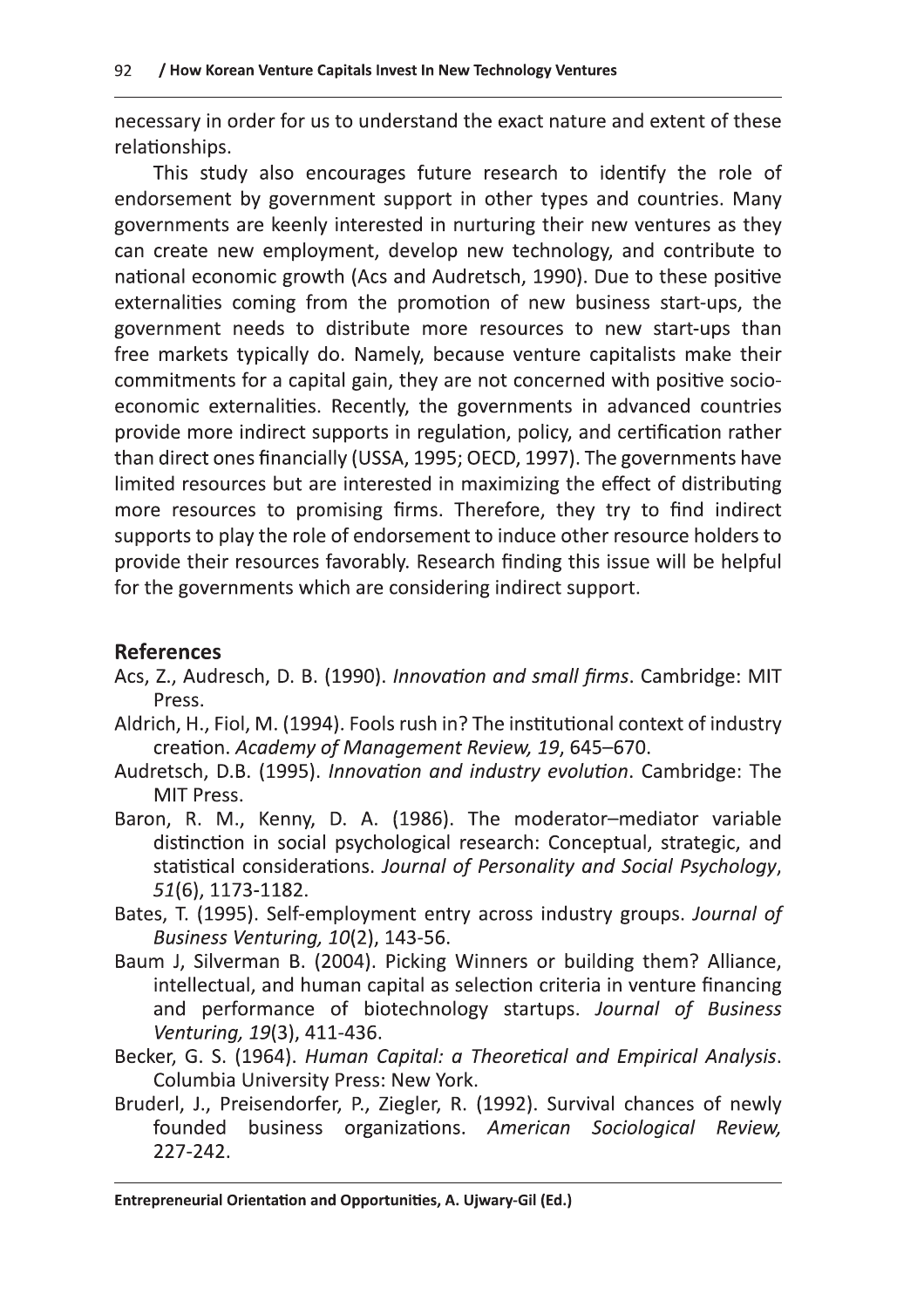necessary in order for us to understand the exact nature and extent of these relationships.

This study also encourages future research to identify the role of endorsement by government support in other types and countries. Many governments are keenly interested in nurturing their new ventures as they can create new employment, develop new technology, and contribute to national economic growth (Acs and Audretsch, 1990). Due to these positive externalities coming from the promotion of new business start-ups, the government needs to distribute more resources to new start-ups than free markets typically do. Namely, because venture capitalists make their commitments for a capital gain, they are not concerned with positive socio-economic externalities. Recently, the governments in advanced countries provide more indirect supports in regulation, policy, and certification rather than direct ones financially (USSA, 1995; OECD, 1997). The governments have limited resources but are interested in maximizing the effect of distributing more resources to promising firms. Therefore, they try to find indirect supports to play the role of endorsement to induce other resource holders to provide their resources favorably. Research finding this issue will be helpful for the governments which are considering indirect support.

## References

Acs, Z., Audresch, D. B. (1990). *Innovation and small firms*. Cambridge: MIT Press.

Aldrich, H., Fiol, M. (1994). Fools rush in? The institutional context of industry creation. *Academy of Management Review, 19*, 645–670.

Audretsch, D.B. (1995). *Innovation and industry evolution*. Cambridge: The MIT Press.

Baron, R. M., Kenny, D. A. (1986). The moderator–mediator variable distinction in social psychological research: Conceptual, strategic, and statistical considerations. *Journal of Personality and Social Psychology*, *51*(6), 1173-1182.

Bates, T. (1995). Self-employment entry across industry groups. *Journal of Business Venturing, 10*(2), 143-56.

Baum J, Silverman B. (2004). Picking Winners or building them? Alliance, intellectual, and human capital as selection criteria in venture financing and performance of biotechnology startups. *Journal of Business Venturing, 19*(3), 411-436.

Becker, G. S. (1964). *Human Capital: a Theoretical and Empirical Analysis*. Columbia University Press: New York.

Bruderl, J., Preisendorfer, P., Ziegler, R. (1992). Survival chances of newly founded business organizations. *American Sociological Review,* 227-242.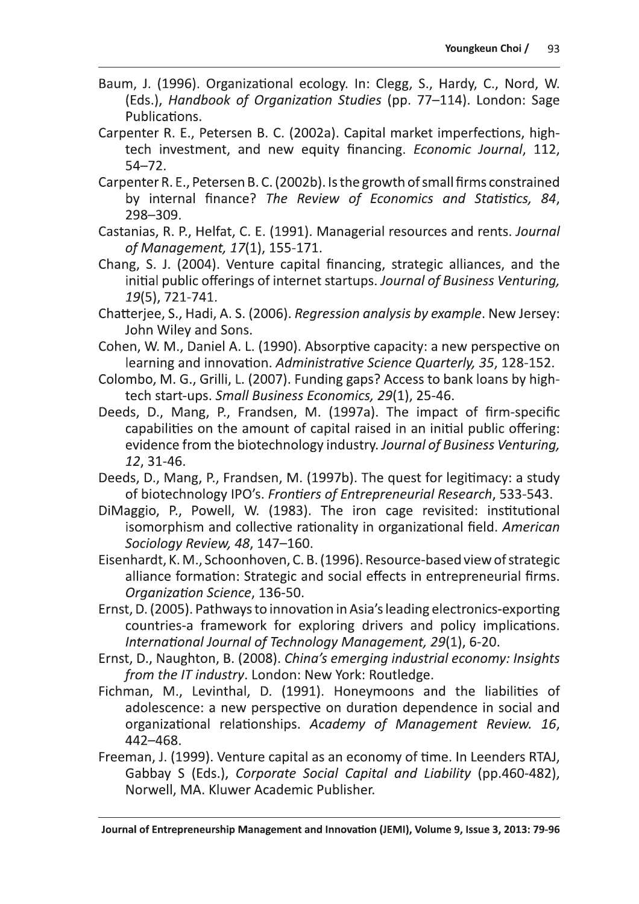Baum, J. (1996). Organizational ecology. In: Clegg, S., Hardy, C., Nord, W. (Eds.), *Handbook of Organization Studies* (pp. 77–114). London: Sage Publications.

Carpenter R. E., Petersen B. C. (2002a). Capital market imperfections, high-tech investment, and new equity financing. *Economic Journal*, 112, 54–72.

Carpenter R. E., Petersen B. C. (2002b). Is the growth of small firms constrained by internal finance? *The Review of Economics and Statistics, 84*, 298–309.

Castanias, R. P., Helfat, C. E. (1991). Managerial resources and rents. *Journal of Management, 17*(1), 155-171.

Chang, S. J. (2004). Venture capital financing, strategic alliances, and the initial public offerings of internet startups. *Journal of Business Venturing, 19*(5), 721-741.

Chatterjee, S., Hadi, A. S. (2006). *Regression analysis by example*. New Jersey: John Wiley and Sons.

Cohen, W. M., Daniel A. L. (1990). Absorptive capacity: a new perspective on learning and innovation. *Administrative Science Quarterly, 35*, 128-152.

Colombo, M. G., Grilli, L. (2007). Funding gaps? Access to bank loans by high-tech start-ups. *Small Business Economics, 29*(1), 25-46.

Deeds, D., Mang, P., Frandsen, M. (1997a). The impact of firm-specific capabilities on the amount of capital raised in an initial public offering: evidence from the biotechnology industry. *Journal of Business Venturing, 12*, 31-46.

Deeds, D., Mang, P., Frandsen, M. (1997b). The quest for legitimacy: a study of biotechnology IPO's. *Frontiers of Entrepreneurial Research*, 533-543.

DiMaggio, P., Powell, W. (1983). The iron cage revisited: institutional isomorphism and collective rationality in organizational field. *American Sociology Review, 48*, 147–160.

Eisenhardt, K. M., Schoonhoven, C. B. (1996). Resource-based view of strategic alliance formation: Strategic and social effects in entrepreneurial firms. *Organization Science*, 136-50.

Ernst, D. (2005). Pathways to innovation in Asia's leading electronics-exporting countries-a framework for exploring drivers and policy implications. *International Journal of Technology Management, 29*(1), 6-20.

Ernst, D., Naughton, B. (2008). *China's emerging industrial economy: Insights from the IT industry*. London: New York: Routledge.

Fichman, M., Levinthal, D. (1991). Honeymoons and the liabilities of adolescence: a new perspective on duration dependence in social and organizational relationships. *Academy of Management Review. 16*, 442–468.

Freeman, J. (1999). Venture capital as an economy of time. In Leenders RTAJ, Gabbay S (Eds.), *Corporate Social Capital and Liability* (pp.460-482), Norwell, MA. Kluwer Academic Publisher.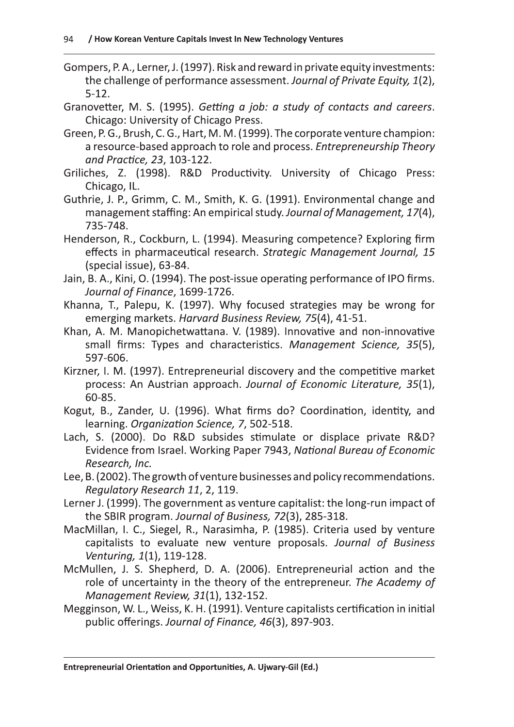Gompers, P. A., Lerner, J. (1997). Risk and reward in private equity investments: the challenge of performance assessment. *Journal of Private Equity, 1*(2), 5-12.

Granovetter, M. S. (1995). *Getting a job: a study of contacts and careers*. Chicago: University of Chicago Press.

Green, P. G., Brush, C. G., Hart, M. M. (1999). The corporate venture champion: a resource-based approach to role and process. *Entrepreneurship Theory and Practice, 23*, 103-122.

Griliches, Z. (1998). R&D Productivity. University of Chicago Press: Chicago, IL.

Guthrie, J. P., Grimm, C. M., Smith, K. G. (1991). Environmental change and management staffing: An empirical study. *Journal of Management, 17*(4), 735-748.

Henderson, R., Cockburn, L. (1994). Measuring competence? Exploring firm effects in pharmaceutical research. *Strategic Management Journal, 15* (special issue), 63-84.

Jain, B. A., Kini, O. (1994). The post-issue operating performance of IPO firms. *Journal of Finance*, 1699-1726.

Khanna, T., Palepu, K. (1997). Why focused strategies may be wrong for emerging markets. *Harvard Business Review, 75*(4), 41-51.

Khan, A. M. Manopichetwattana. V. (1989). Innovative and non-innovative small firms: Types and characteristics. *Management Science, 35*(5), 597-606.

Kirzner, I. M. (1997). Entrepreneurial discovery and the competitive market process: An Austrian approach. *Journal of Economic Literature, 35*(1), 60-85.

Kogut, B., Zander, U. (1996). What firms do? Coordination, identity, and learning. *Organization Science, 7*, 502-518.

Lach, S. (2000). Do R&D subsides stimulate or displace private R&D? Evidence from Israel. Working Paper 7943, *National Bureau of Economic Research, Inc.*

Lee, B. (2002). The growth of venture businesses and policy recommendations. *Regulatory Research 11*, 2, 119.

Lerner J. (1999). The government as venture capitalist: the long-run impact of the SBIR program. *Journal of Business, 72*(3), 285-318.

MacMillan, I. C., Siegel, R., Narasimha, P. (1985). Criteria used by venture capitalists to evaluate new venture proposals. *Journal of Business Venturing, 1*(1), 119-128.

McMullen, J. S. Shepherd, D. A. (2006). Entrepreneurial action and the role of uncertainty in the theory of the entrepreneur. *The Academy of Management Review, 31*(1), 132-152.

Megginson, W. L., Weiss, K. H. (1991). Venture capitalists certification in initial public offerings. *Journal of Finance, 46*(3), 897-903.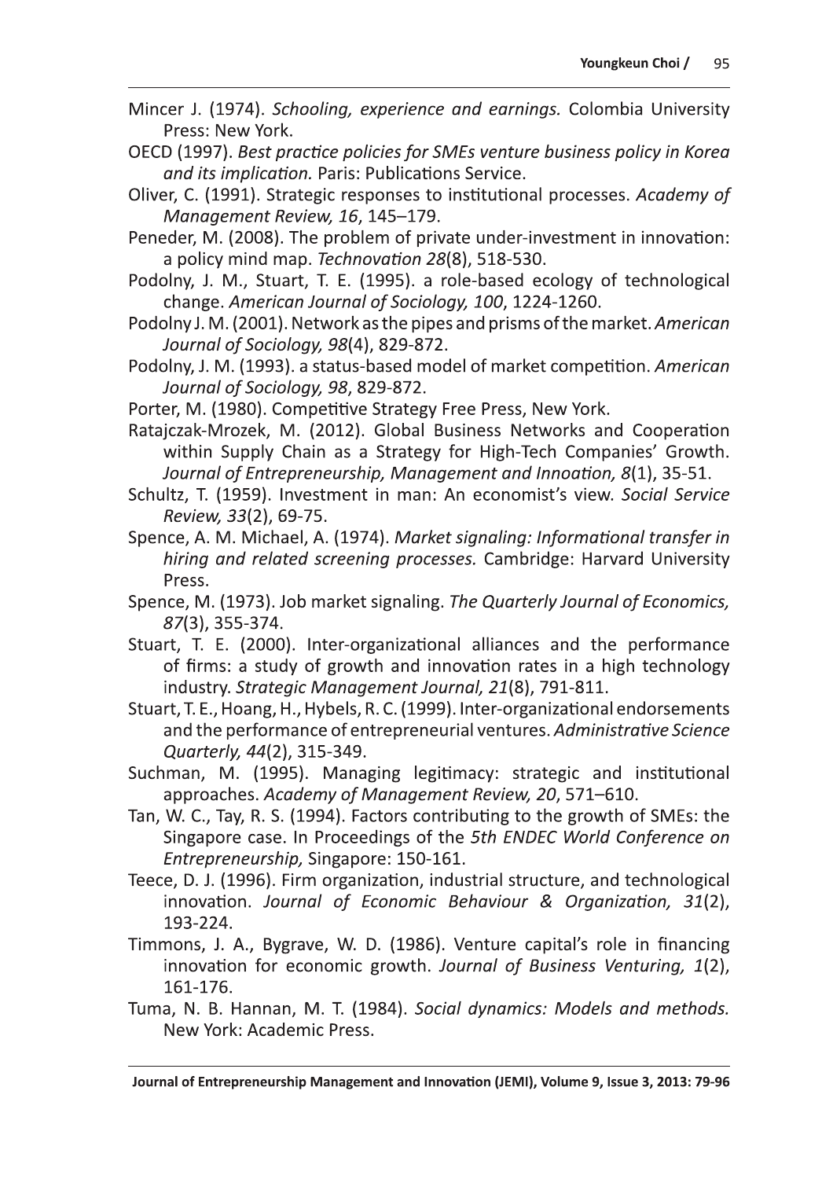Mincer J. (1974). *Schooling, experience and earnings.* Colombia University Press: New York.

OECD (1997). *Best practice policies for SMEs venture business policy in Korea and its implication.* Paris: Publications Service.

Oliver, C. (1991). Strategic responses to institutional processes. *Academy of Management Review, 16*, 145–179.

Peneder, M. (2008). The problem of private under-investment in innovation: a policy mind map. *Technovation 28*(8), 518-530.

Podolny, J. M., Stuart, T. E. (1995). a role-based ecology of technological change. *American Journal of Sociology, 100*, 1224-1260.

Podolny J. M. (2001). Network as the pipes and prisms of the market. *American Journal of Sociology, 98*(4), 829-872.

Podolny, J. M. (1993). a status-based model of market competition. *American Journal of Sociology, 98*, 829-872.

Porter, M. (1980). Competitive Strategy Free Press, New York.

Ratajczak-Mrozek, M. (2012). Global Business Networks and Cooperation within Supply Chain as a Strategy for High-Tech Companies' Growth. *Journal of Entrepreneurship, Management and Innoation, 8*(1), 35-51.

Schultz, T. (1959). Investment in man: An economist's view. *Social Service Review, 33*(2), 69-75.

Spence, A. M. Michael, A. (1974). *Market signaling: Informational transfer in hiring and related screening processes.* Cambridge: Harvard University Press.

Spence, M. (1973). Job market signaling. *The Quarterly Journal of Economics, 87*(3), 355-374.

Stuart, T. E. (2000). Inter-organizational alliances and the performance of firms: a study of growth and innovation rates in a high technology industry. *Strategic Management Journal, 21*(8), 791-811.

Stuart, T. E., Hoang, H., Hybels, R. C. (1999). Inter-organizational endorsements and the performance of entrepreneurial ventures. *Administrative Science Quarterly, 44*(2), 315-349.

Suchman, M. (1995). Managing legitimacy: strategic and institutional approaches. *Academy of Management Review, 20*, 571–610.

Tan, W. C., Tay, R. S. (1994). Factors contributing to the growth of SMEs: the Singapore case. In Proceedings of the *5th ENDEC World Conference on Entrepreneurship,* Singapore: 150-161.

Teece, D. J. (1996). Firm organization, industrial structure, and technological innovation. *Journal of Economic Behaviour & Organization, 31*(2), 193-224.

Timmons, J. A., Bygrave, W. D. (1986). Venture capital's role in financing innovation for economic growth. *Journal of Business Venturing, 1*(2), 161-176.

Tuma, N. B. Hannan, M. T. (1984). *Social dynamics: Models and methods.* New York: Academic Press.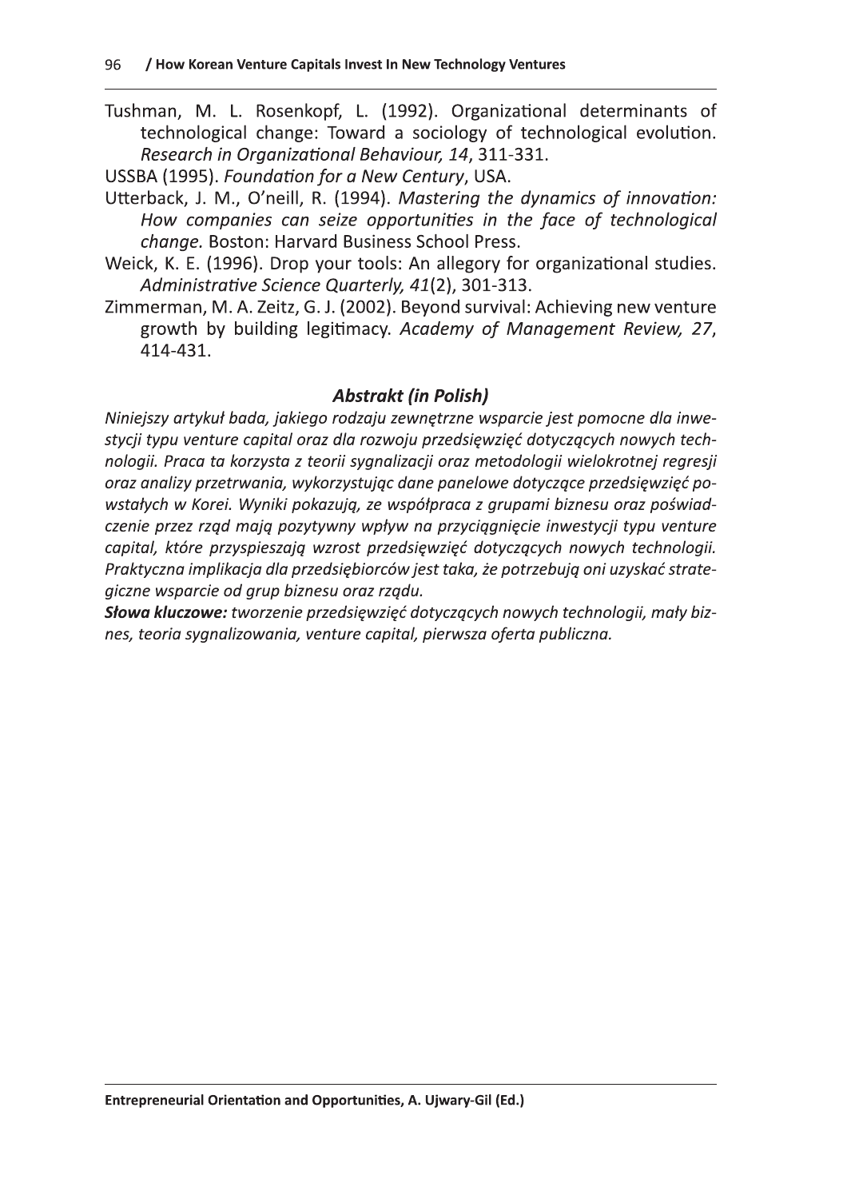Tushman, M. L. Rosenkopf, L. (1992). Organizational determinants of technological change: Toward a sociology of technological evolution. *Research in Organizational Behaviour, 14*, 311-331.

USSBA (1995). *Foundation for a New Century*, USA.

Utterback, J. M., O'neill, R. (1994). *Mastering the dynamics of innovation: How companies can seize opportunities in the face of technological change.* Boston: Harvard Business School Press.

Weick, K. E. (1996). Drop your tools: An allegory for organizational studies. *Administrative Science Quarterly, 41*(2), 301-313.

Zimmerman, M. A. Zeitz, G. J. (2002). Beyond survival: Achieving new venture growth by building legitimacy. *Academy of Management Review, 27*, 414-431.

### *Abstrakt (in Polish)*

*Niniejszy artykuł bada, jakiego rodzaju zewnętrzne wsparcie jest pomocne dla inwestycji typu venture capital oraz dla rozwoju przedsięwzięć dotyczących nowych technologii. Praca ta korzysta z teorii sygnalizacji oraz metodologii wielokrotnej regresji oraz analizy przetrwania, wykorzystując dane panelowe dotyczące przedsięwzięć powstałych w Korei. Wyniki pokazują, ze współpraca z grupami biznesu oraz poświadczenie przez rząd mają pozytywny wpływ na przyciągnięcie inwestycji typu venture capital, które przyspieszają wzrost przedsięwzięć dotyczących nowych technologii. Praktyczna implikacja dla przedsiębiorców jest taka, że potrzebują oni uzyskać strategiczne wsparcie od grup biznesu oraz rządu.*

***Słowa kluczowe:*** *tworzenie przedsięwzięć dotyczących nowych technologii, mały biznes, teoria sygnalizowania, venture capital, pierwsza oferta publiczna.*